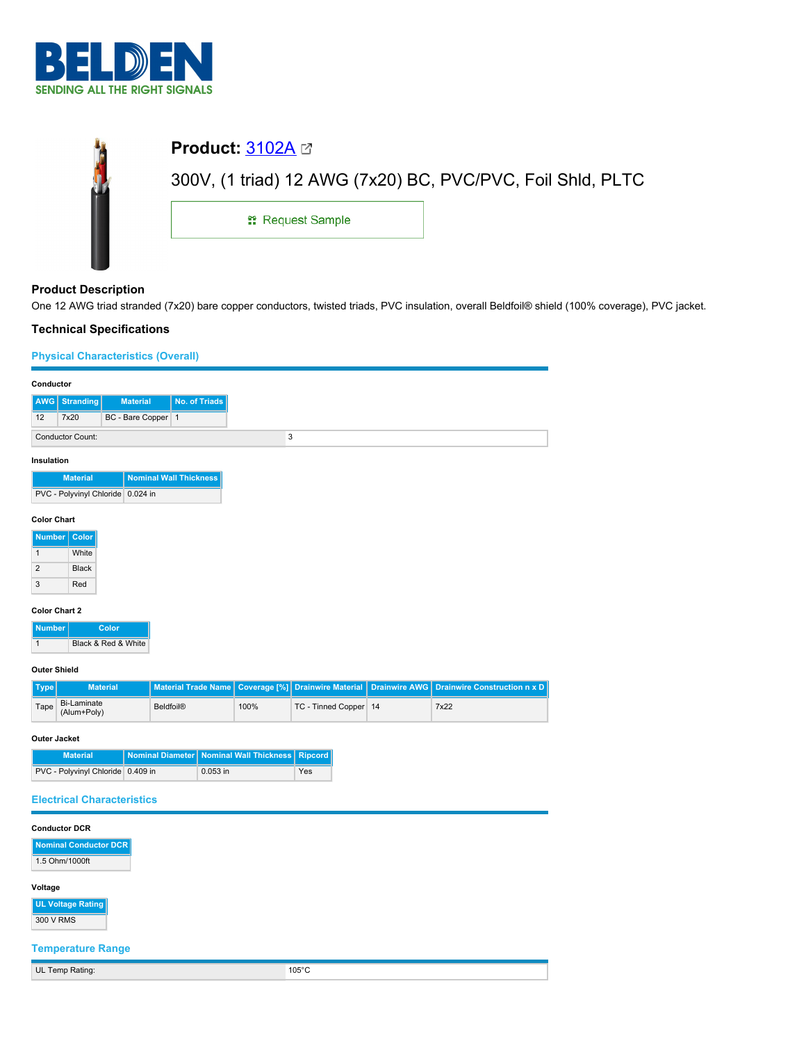# Product: [3102A]

300V, (1 triad) 12 AWG (7x20) BC, PVC/PVC, Foil Shld, PLTC

Request Sample

## Product Description

One 12 AWG triad stranded (7x20) bare copper conductors, twisted triads, PVC insulation, overall Beldfoil® shield (100% coverage), PVC jacket.

## Technical Specifications

### Physical Characteristics (Overall)

#### Conductor

| AWG | Stranding | Material | No. of Triads |
|---|---|---|---|
| 12 | 7x20 | BC - Bare Copper | 1 |

| Conductor Count: | 3 |
|---|---|

#### Insulation

| Material | Nominal Wall Thickness |
|---|---|
| PVC - Polyvinyl Chloride | 0.024 in |

#### Color Chart

| Number | Color |
|---|---|
| 1 | White |
| 2 | Black |
| 3 | Red |

#### Color Chart 2

| Number | Color |
|---|---|
| 1 | Black & Red & White |

#### Outer Shield

| Type | Material | Material Trade Name | Coverage [%] | Drainwire Material | Drainwire AWG | Drainwire Construction n x D |
|---|---|---|---|---|---|---|
| Tape | Bi-Laminate (Alum+Poly) | Beldfoil® | 100% | TC - Tinned Copper | 14 | 7x22 |

#### Outer Jacket

| Material | Nominal Diameter | Nominal Wall Thickness | Ripcord |
|---|---|---|---|
| PVC - Polyvinyl Chloride | 0.409 in | 0.053 in | Yes |

### Electrical Characteristics

#### Conductor DCR

| Nominal Conductor DCR |
|---|
| 1.5 Ohm/1000ft |

#### Voltage

| UL Voltage Rating |
|---|
| 300 V RMS |

### Temperature Range

| UL Temp Rating: | 105°C |
|---|---|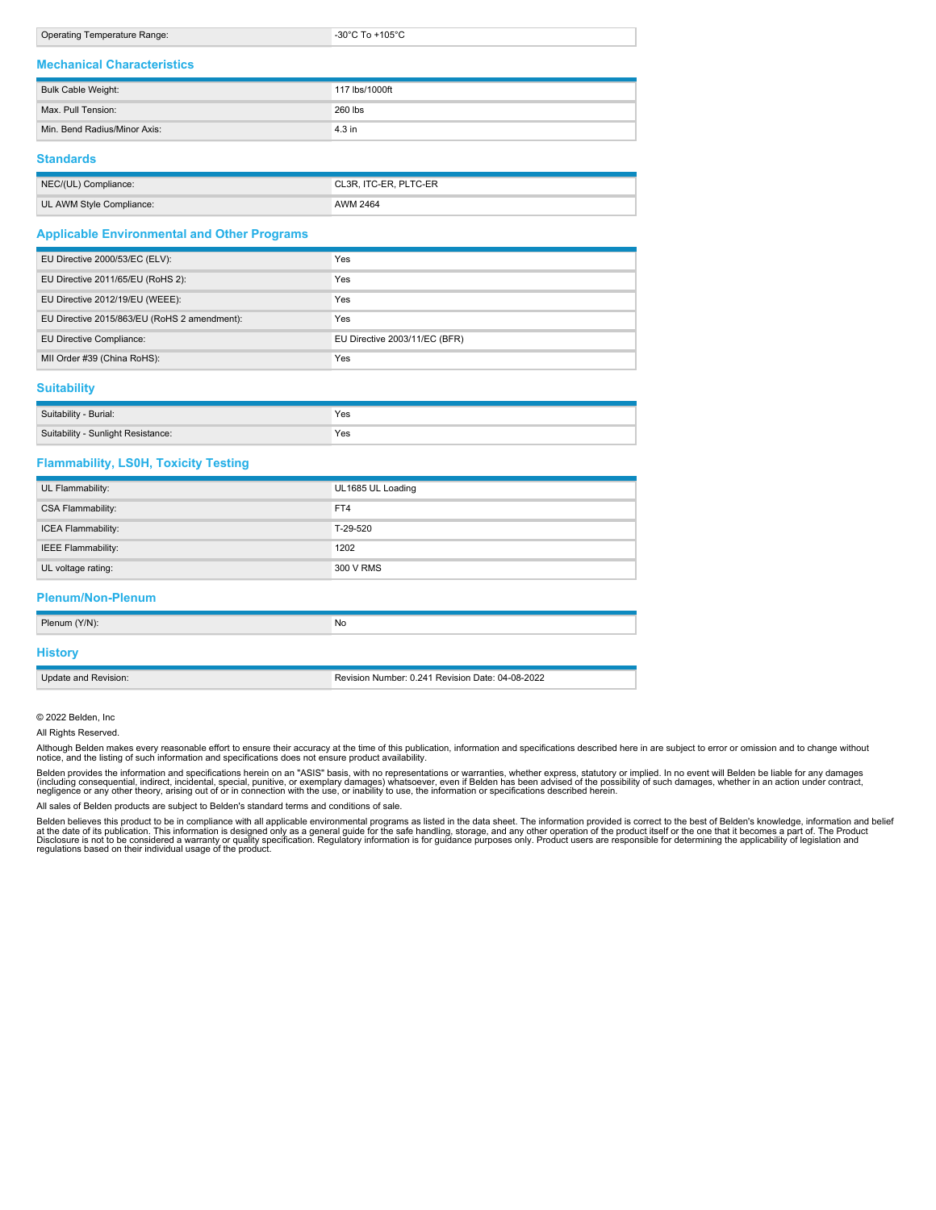| | |
|---|---|
| Operating Temperature Range: | -30°C To +105°C |

## Mechanical Characteristics

| | |
|---|---|
| Bulk Cable Weight: | 117 lbs/1000ft |
| Max. Pull Tension: | 260 lbs |
| Min. Bend Radius/Minor Axis: | 4.3 in |

## Standards

| | |
|---|---|
| NEC/(UL) Compliance: | CL3R, ITC-ER, PLTC-ER |
| UL AWM Style Compliance: | AWM 2464 |

## Applicable Environmental and Other Programs

| | |
|---|---|
| EU Directive 2000/53/EC (ELV): | Yes |
| EU Directive 2011/65/EU (RoHS 2): | Yes |
| EU Directive 2012/19/EU (WEEE): | Yes |
| EU Directive 2015/863/EU (RoHS 2 amendment): | Yes |
| EU Directive Compliance: | EU Directive 2003/11/EC (BFR) |
| MII Order #39 (China RoHS): | Yes |

## Suitability

| | |
|---|---|
| Suitability - Burial: | Yes |
| Suitability - Sunlight Resistance: | Yes |

## Flammability, LS0H, Toxicity Testing

| | |
|---|---|
| UL Flammability: | UL1685 UL Loading |
| CSA Flammability: | FT4 |
| ICEA Flammability: | T-29-520 |
| IEEE Flammability: | 1202 |
| UL voltage rating: | 300 V RMS |

## Plenum/Non-Plenum

| | |
|---|---|
| Plenum (Y/N): | No |

## History

| | |
|---|---|
| Update and Revision: | Revision Number: 0.241 Revision Date: 04-08-2022 |

© 2022 Belden, Inc

All Rights Reserved.

Although Belden makes every reasonable effort to ensure their accuracy at the time of this publication, information and specifications described here in are subject to error or omission and to change without notice, and the listing of such information and specifications does not ensure product availability.

Belden provides the information and specifications herein on an "ASIS" basis, with no representations or warranties, whether express, statutory or implied. In no event will Belden be liable for any damages (including consequential, indirect, incidental, special, punitive, or exemplary damages) whatsoever, even if Belden has been advised of the possibility of such damages, whether in an action under contract, negligence or any other theory, arising out of or in connection with the use, or inability to use, the information or specifications described herein.

All sales of Belden products are subject to Belden's standard terms and conditions of sale.

Belden believes this product to be in compliance with all applicable environmental programs as listed in the data sheet. The information provided is correct to the best of Belden's knowledge, information and belief at the date of its publication. This information is designed only as a general guide for the safe handling, storage, and any other operation of the product itself or the one that it becomes a part of. The Product Disclosure is not to be considered a warranty or quality specification. Regulatory information is for guidance purposes only. Product users are responsible for determining the applicability of legislation and regulations based on their individual usage of the product.